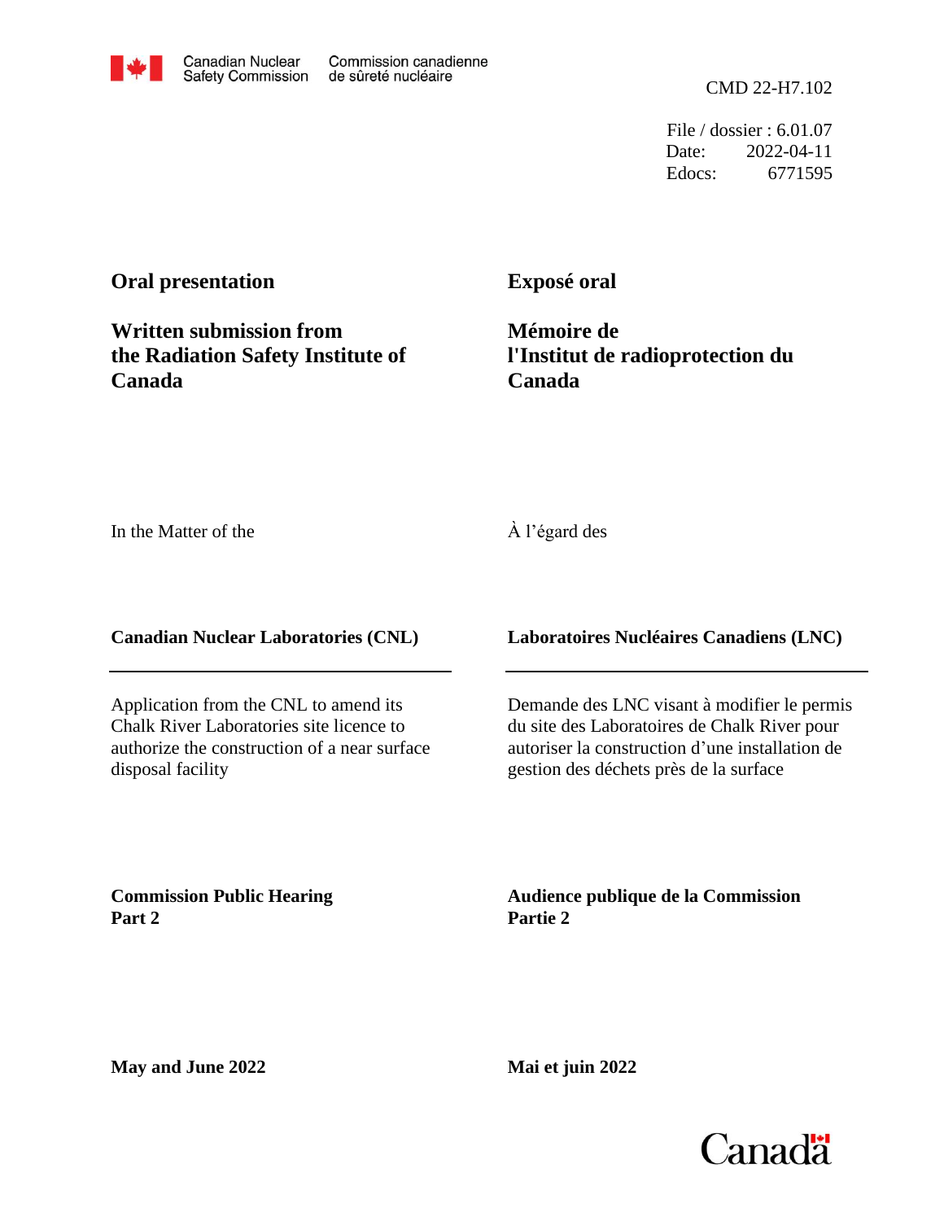Canadian Nuclear Safety Commission / Commission canadienne de sûreté nucléaire

CMD 22-H7.102

File / dossier : 6.01.07
Date: 2022-04-11
Edocs: 6771595

**Oral presentation**

**Written submission from the Radiation Safety Institute of Canada**

**Exposé oral**

**Mémoire de l'Institut de radioprotection du Canada**

In the Matter of the

À l'égard des

**Canadian Nuclear Laboratories (CNL)**

**Laboratoires Nucléaires Canadiens (LNC)**

Application from the CNL to amend its Chalk River Laboratories site licence to authorize the construction of a near surface disposal facility

Demande des LNC visant à modifier le permis du site des Laboratoires de Chalk River pour autoriser la construction d'une installation de gestion des déchets près de la surface

**Commission Public Hearing Part 2**

**Audience publique de la Commission Partie 2**

**May and June 2022**

**Mai et juin 2022**

Canada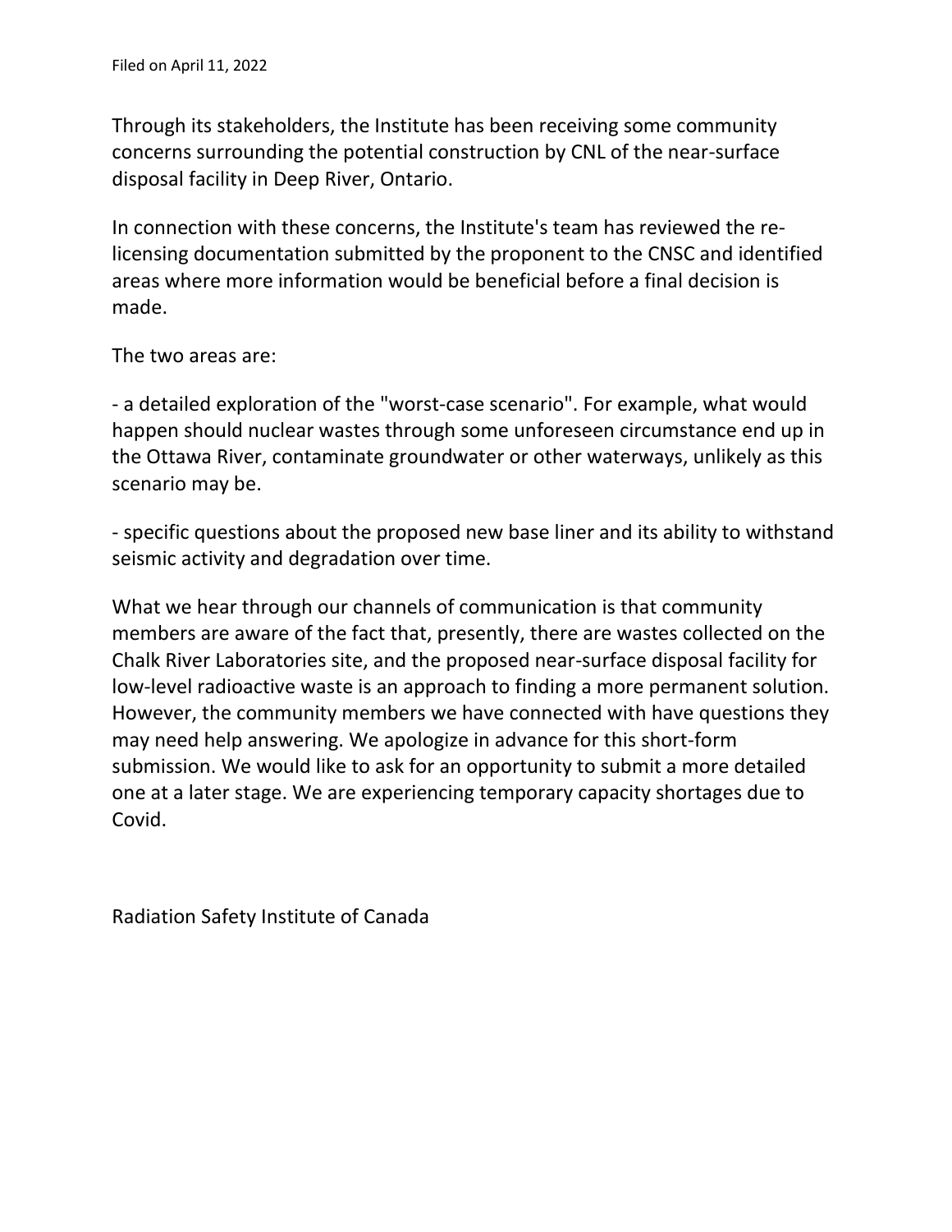Filed on April 11, 2022

Through its stakeholders, the Institute has been receiving some community concerns surrounding the potential construction by CNL of the near-surface disposal facility in Deep River, Ontario.

In connection with these concerns, the Institute's team has reviewed the re-licensing documentation submitted by the proponent to the CNSC and identified areas where more information would be beneficial before a final decision is made.

The two areas are:

- a detailed exploration of the "worst-case scenario". For example, what would happen should nuclear wastes through some unforeseen circumstance end up in the Ottawa River, contaminate groundwater or other waterways, unlikely as this scenario may be.

- specific questions about the proposed new base liner and its ability to withstand seismic activity and degradation over time.

What we hear through our channels of communication is that community members are aware of the fact that, presently, there are wastes collected on the Chalk River Laboratories site, and the proposed near-surface disposal facility for low-level radioactive waste is an approach to finding a more permanent solution. However, the community members we have connected with have questions they may need help answering. We apologize in advance for this short-form submission. We would like to ask for an opportunity to submit a more detailed one at a later stage. We are experiencing temporary capacity shortages due to Covid.

Radiation Safety Institute of Canada